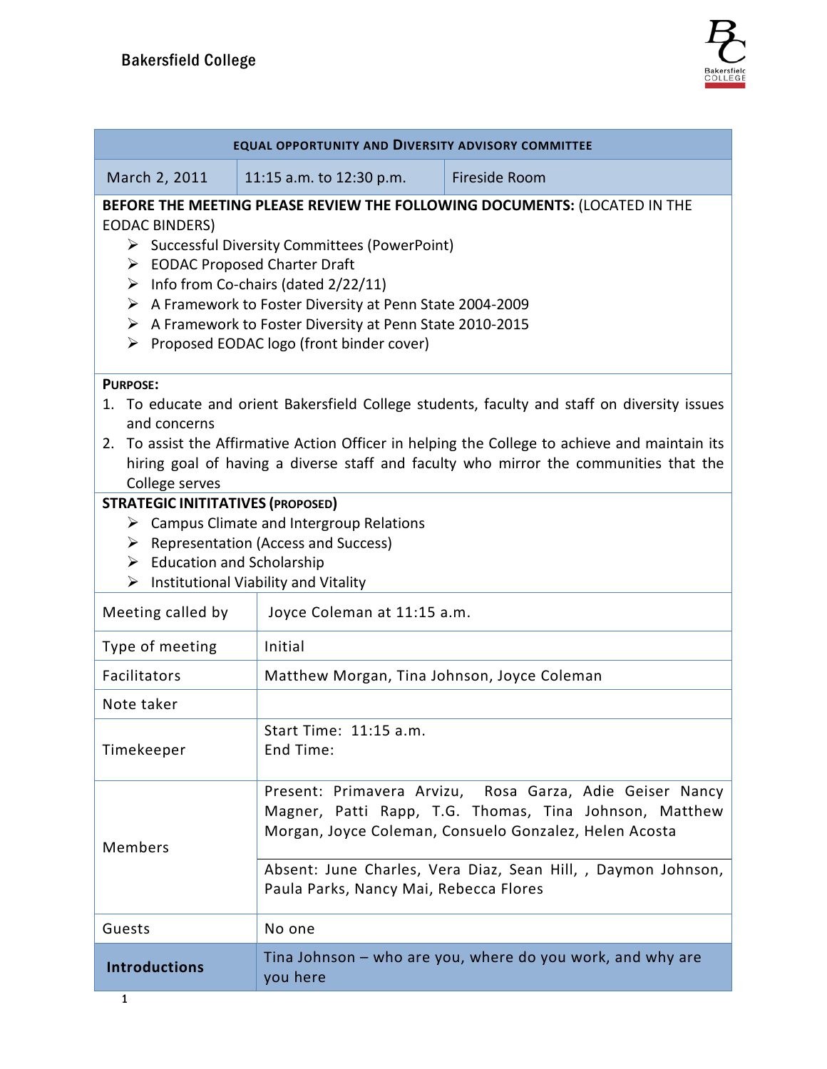Bakersfield College

## EQUAL OPPORTUNITY AND DIVERSITY ADVISORY COMMITTEE

| March 2, 2011 | 11:15 a.m. to 12:30 p.m. | Fireside Room |
|---|---|---|

**BEFORE THE MEETING PLEASE REVIEW THE FOLLOWING DOCUMENTS:** (LOCATED IN THE EODAC BINDERS)

- Successful Diversity Committees (PowerPoint)
- EODAC Proposed Charter Draft
- Info from Co-chairs (dated 2/22/11)
- A Framework to Foster Diversity at Penn State 2004-2009
- A Framework to Foster Diversity at Penn State 2010-2015
- Proposed EODAC logo (front binder cover)

**PURPOSE:**

1. To educate and orient Bakersfield College students, faculty and staff on diversity issues and concerns
2. To assist the Affirmative Action Officer in helping the College to achieve and maintain its hiring goal of having a diverse staff and faculty who mirror the communities that the College serves

**STRATEGIC INITITATIVES (PROPOSED)**

- Campus Climate and Intergroup Relations
- Representation (Access and Success)
- Education and Scholarship
- Institutional Viability and Vitality

| | |
|---|---|
| Meeting called by | Joyce Coleman at 11:15 a.m. |
| Type of meeting | Initial |
| Facilitators | Matthew Morgan, Tina Johnson, Joyce Coleman |
| Note taker | |
| Timekeeper | Start Time: 11:15 a.m.<br>End Time: |
| Members | Present: Primavera Arvizu, Rosa Garza, Adie Geiser Nancy Magner, Patti Rapp, T.G. Thomas, Tina Johnson, Matthew Morgan, Joyce Coleman, Consuelo Gonzalez, Helen Acosta |
| | Absent: June Charles, Vera Diaz, Sean Hill, , Daymon Johnson, Paula Parks, Nancy Mai, Rebecca Flores |
| Guests | No one |
| **Introductions** | Tina Johnson – who are you, where do you work, and why are you here |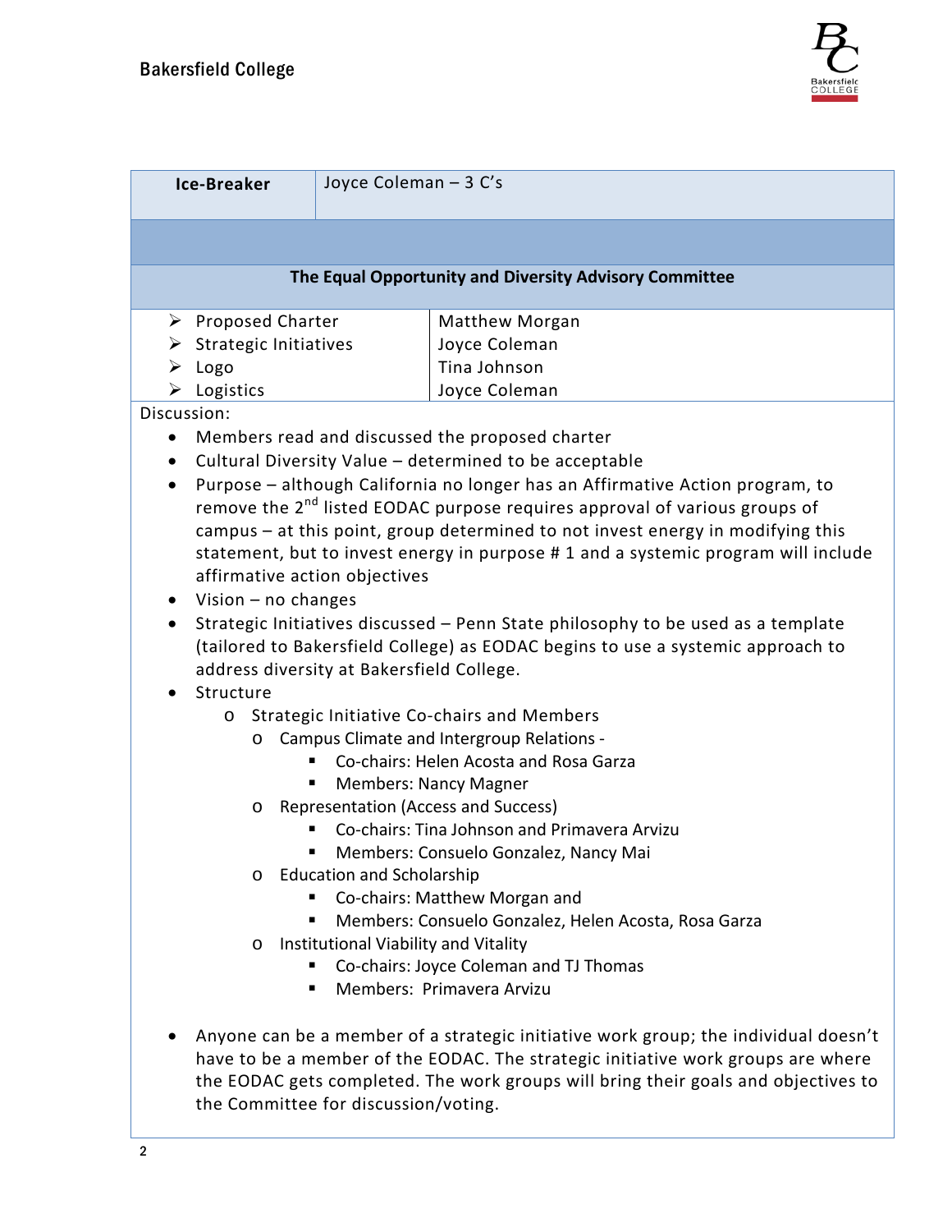| Ice-Breaker | Joyce Coleman – 3 C's |
|---|---|

**The Equal Opportunity and Diversity Advisory Committee**

| | |
|---|---|
| ➢ Proposed Charter | Matthew Morgan |
| ➢ Strategic Initiatives | Joyce Coleman |
| ➢ Logo | Tina Johnson |
| ➢ Logistics | Joyce Coleman |

Discussion:

- Members read and discussed the proposed charter
- Cultural Diversity Value – determined to be acceptable
- Purpose – although California no longer has an Affirmative Action program, to remove the 2nd listed EODAC purpose requires approval of various groups of campus – at this point, group determined to not invest energy in modifying this statement, but to invest energy in purpose # 1 and a systemic program will include affirmative action objectives
- Vision – no changes
- Strategic Initiatives discussed – Penn State philosophy to be used as a template (tailored to Bakersfield College) as EODAC begins to use a systemic approach to address diversity at Bakersfield College.
- Structure
  - Strategic Initiative Co-chairs and Members
    - Campus Climate and Intergroup Relations -
      - Co-chairs: Helen Acosta and Rosa Garza
      - Members: Nancy Magner
    - Representation (Access and Success)
      - Co-chairs: Tina Johnson and Primavera Arvizu
      - Members: Consuelo Gonzalez, Nancy Mai
    - Education and Scholarship
      - Co-chairs: Matthew Morgan and
      - Members: Consuelo Gonzalez, Helen Acosta, Rosa Garza
    - Institutional Viability and Vitality
      - Co-chairs: Joyce Coleman and TJ Thomas
      - Members: Primavera Arvizu

- Anyone can be a member of a strategic initiative work group; the individual doesn't have to be a member of the EODAC. The strategic initiative work groups are where the EODAC gets completed. The work groups will bring their goals and objectives to the Committee for discussion/voting.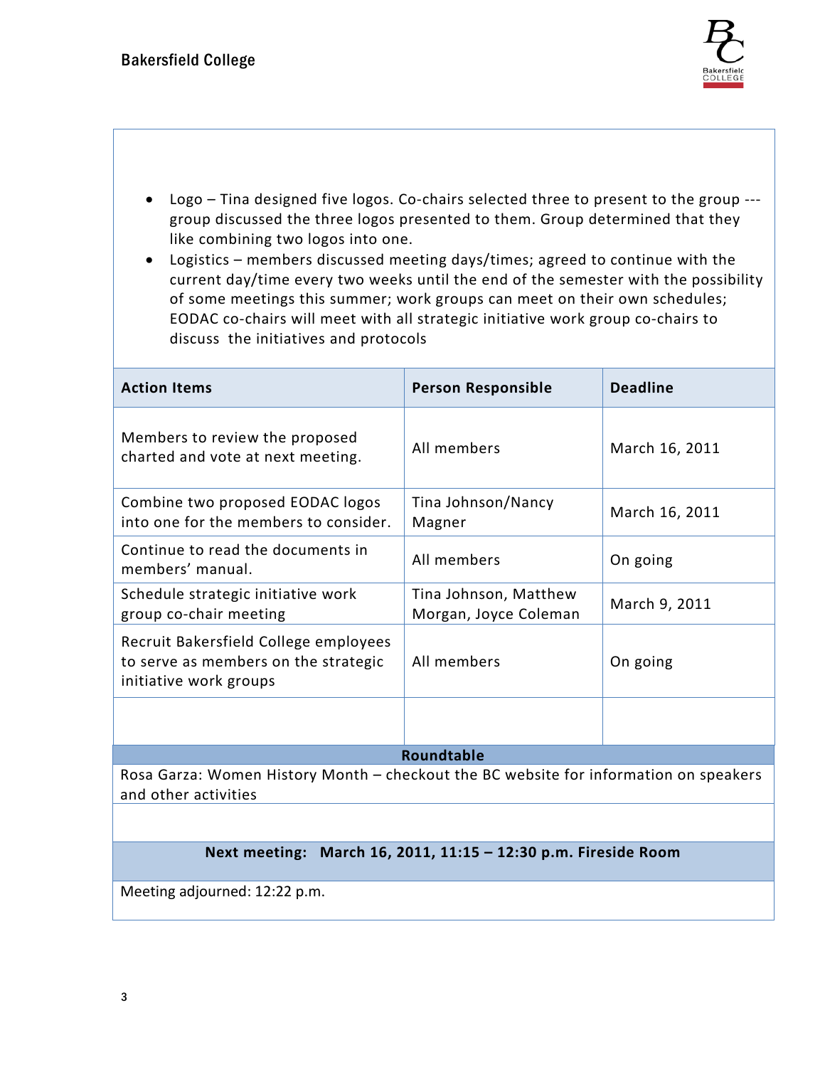- Logo – Tina designed five logos. Co-chairs selected three to present to the group --- group discussed the three logos presented to them. Group determined that they like combining two logos into one.
- Logistics – members discussed meeting days/times; agreed to continue with the current day/time every two weeks until the end of the semester with the possibility of some meetings this summer; work groups can meet on their own schedules; EODAC co-chairs will meet with all strategic initiative work group co-chairs to discuss the initiatives and protocols

| Action Items | Person Responsible | Deadline |
|---|---|---|
| Members to review the proposed charted and vote at next meeting. | All members | March 16, 2011 |
| Combine two proposed EODAC logos into one for the members to consider. | Tina Johnson/Nancy Magner | March 16, 2011 |
| Continue to read the documents in members' manual. | All members | On going |
| Schedule strategic initiative work group co-chair meeting | Tina Johnson, Matthew Morgan, Joyce Coleman | March 9, 2011 |
| Recruit Bakersfield College employees to serve as members on the strategic initiative work groups | All members | On going |
| | | |

**Roundtable**

Rosa Garza: Women History Month – checkout the BC website for information on speakers and other activities

**Next meeting: March 16, 2011, 11:15 – 12:30 p.m. Fireside Room**

Meeting adjourned: 12:22 p.m.